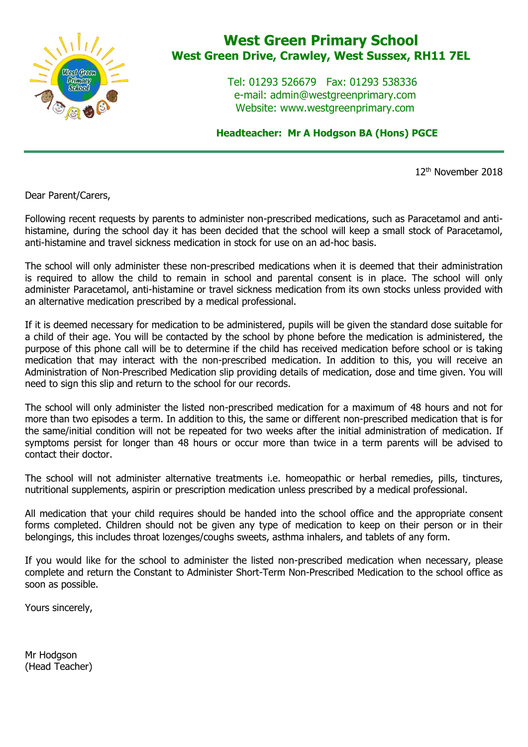# West Green Primary School

## West Green Drive, Crawley, West Sussex, RH11 7EL

Tel: 01293 526679 Fax: 01293 538336
e-mail: admin@westgreenprimary.com
Website: www.westgreenprimary.com

**Headteacher: Mr A Hodgson BA (Hons) PGCE**

---

12th November 2018

Dear Parent/Carers,

Following recent requests by parents to administer non-prescribed medications, such as Paracetamol and anti-histamine, during the school day it has been decided that the school will keep a small stock of Paracetamol, anti-histamine and travel sickness medication in stock for use on an ad-hoc basis.

The school will only administer these non-prescribed medications when it is deemed that their administration is required to allow the child to remain in school and parental consent is in place. The school will only administer Paracetamol, anti-histamine or travel sickness medication from its own stocks unless provided with an alternative medication prescribed by a medical professional.

If it is deemed necessary for medication to be administered, pupils will be given the standard dose suitable for a child of their age. You will be contacted by the school by phone before the medication is administered, the purpose of this phone call will be to determine if the child has received medication before school or is taking medication that may interact with the non-prescribed medication. In addition to this, you will receive an Administration of Non-Prescribed Medication slip providing details of medication, dose and time given. You will need to sign this slip and return to the school for our records.

The school will only administer the listed non-prescribed medication for a maximum of 48 hours and not for more than two episodes a term. In addition to this, the same or different non-prescribed medication that is for the same/initial condition will not be repeated for two weeks after the initial administration of medication. If symptoms persist for longer than 48 hours or occur more than twice in a term parents will be advised to contact their doctor.

The school will not administer alternative treatments i.e. homeopathic or herbal remedies, pills, tinctures, nutritional supplements, aspirin or prescription medication unless prescribed by a medical professional.

All medication that your child requires should be handed into the school office and the appropriate consent forms completed. Children should not be given any type of medication to keep on their person or in their belongings, this includes throat lozenges/coughs sweets, asthma inhalers, and tablets of any form.

If you would like for the school to administer the listed non-prescribed medication when necessary, please complete and return the Constant to Administer Short-Term Non-Prescribed Medication to the school office as soon as possible.

Yours sincerely,

Mr Hodgson
(Head Teacher)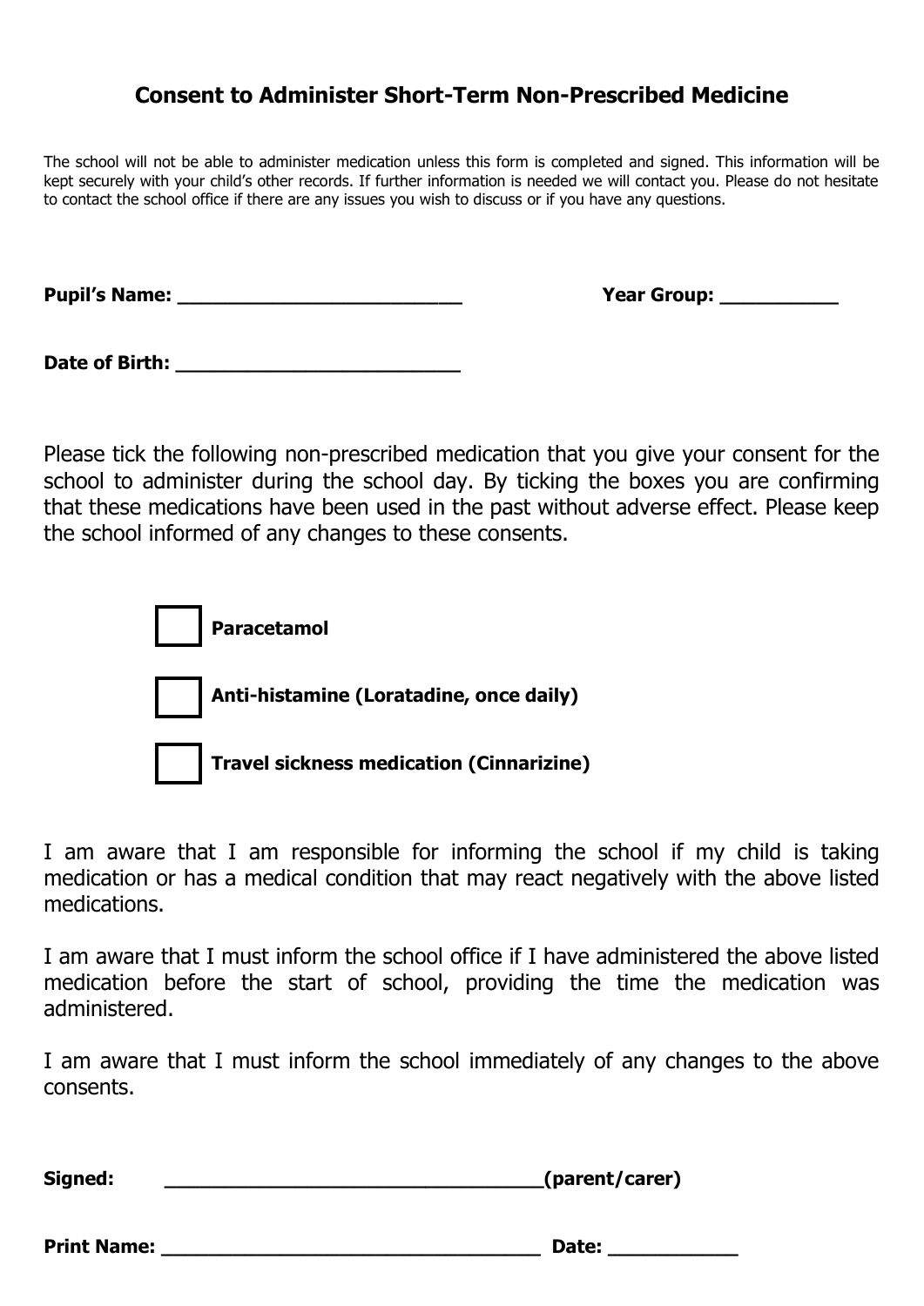## Consent to Administer Short-Term Non-Prescribed Medicine

The school will not be able to administer medication unless this form is completed and signed. This information will be kept securely with your child's other records. If further information is needed we will contact you. Please do not hesitate to contact the school office if there are any issues you wish to discuss or if you have any questions.

**Pupil's Name:** ________________________ **Year Group:** __________

**Date of Birth:** ________________________

Please tick the following non-prescribed medication that you give your consent for the school to administer during the school day. By ticking the boxes you are confirming that these medications have been used in the past without adverse effect. Please keep the school informed of any changes to these consents.

- [ ] **Paracetamol**
- [ ] **Anti-histamine (Loratadine, once daily)**
- [ ] **Travel sickness medication (Cinnarizine)**

I am aware that I am responsible for informing the school if my child is taking medication or has a medical condition that may react negatively with the above listed medications.

I am aware that I must inform the school office if I have administered the above listed medication before the start of school, providing the time the medication was administered.

I am aware that I must inform the school immediately of any changes to the above consents.

**Signed:** ________________________________ **(parent/carer)**

**Print Name:** ________________________________ **Date:** ___________